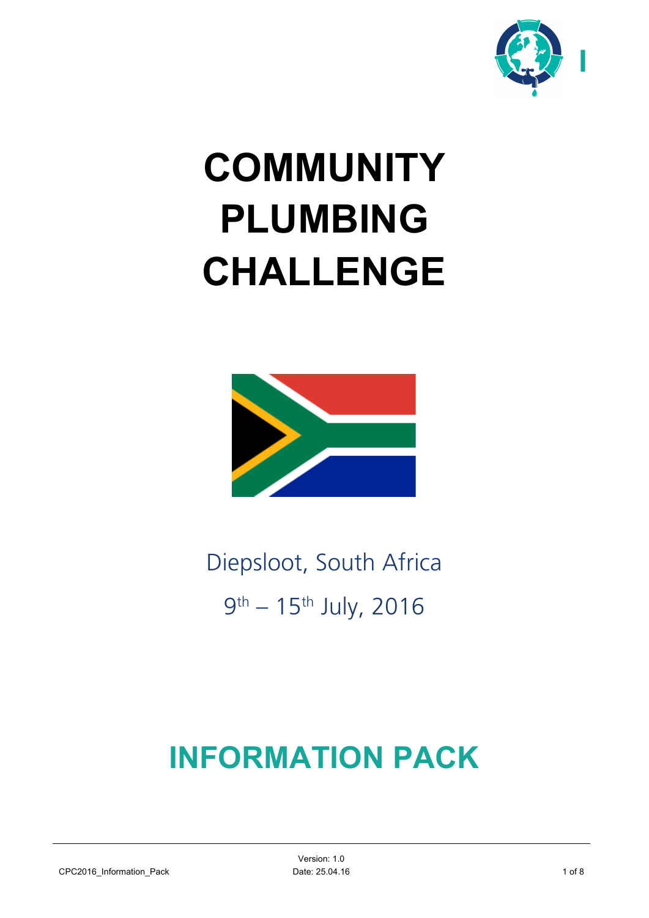# COMMUNITY PLUMBING CHALLENGE

Diepsloot, South Africa

9th – 15th July, 2016

# INFORMATION PACK

CPC2016_Information_Pack

Version: 1.0
Date: 25.04.16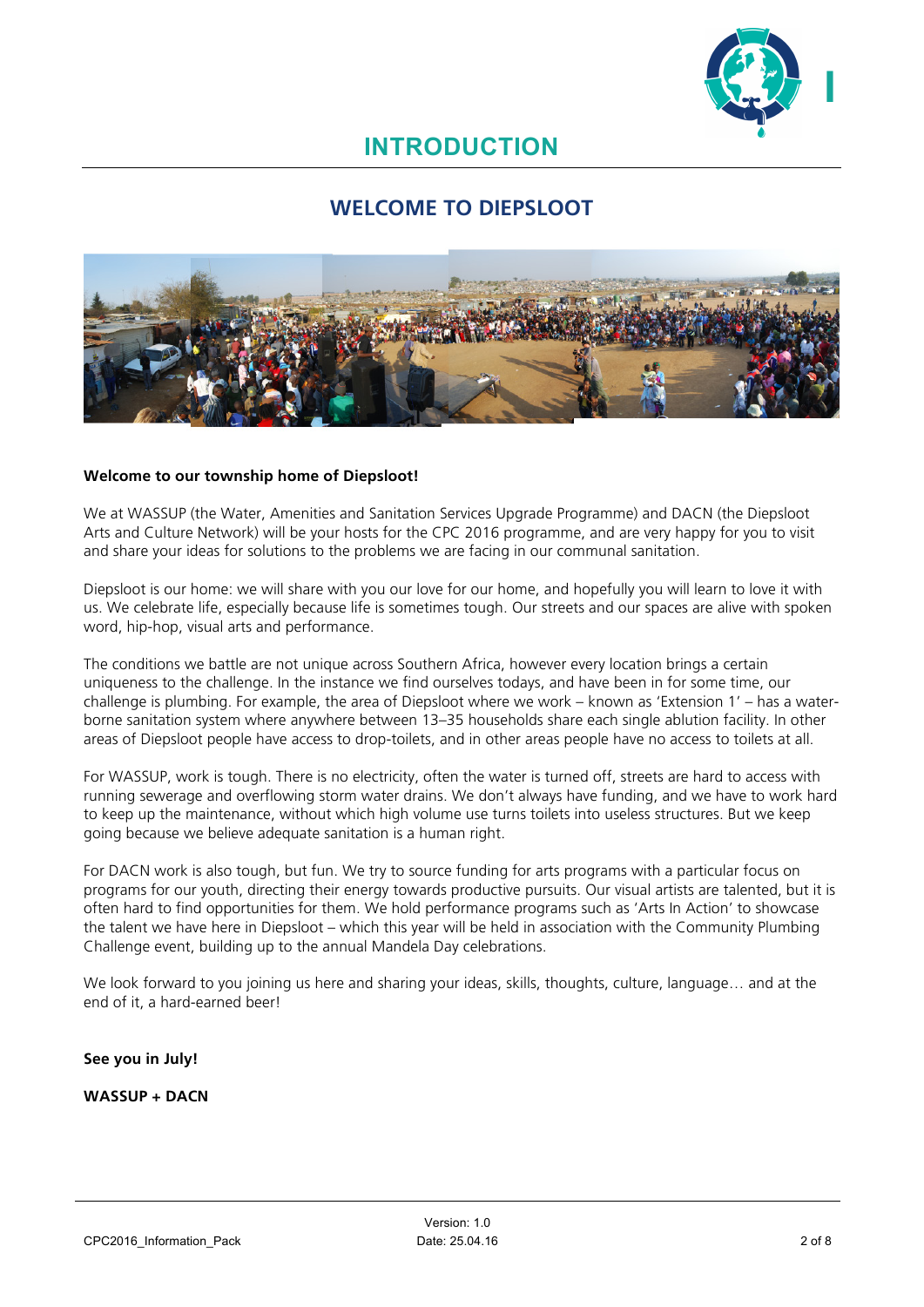# INTRODUCTION

## WELCOME TO DIEPSLOOT

**Welcome to our township home of Diepsloot!**

We at WASSUP (the Water, Amenities and Sanitation Services Upgrade Programme) and DACN (the Diepsloot Arts and Culture Network) will be your hosts for the CPC 2016 programme, and are very happy for you to visit and share your ideas for solutions to the problems we are facing in our communal sanitation.

Diepsloot is our home: we will share with you our love for our home, and hopefully you will learn to love it with us. We celebrate life, especially because life is sometimes tough. Our streets and our spaces are alive with spoken word, hip-hop, visual arts and performance.

The conditions we battle are not unique across Southern Africa, however every location brings a certain uniqueness to the challenge. In the instance we find ourselves todays, and have been in for some time, our challenge is plumbing. For example, the area of Diepsloot where we work – known as 'Extension 1' – has a water-borne sanitation system where anywhere between 13–35 households share each single ablution facility. In other areas of Diepsloot people have access to drop-toilets, and in other areas people have no access to toilets at all.

For WASSUP, work is tough. There is no electricity, often the water is turned off, streets are hard to access with running sewerage and overflowing storm water drains. We don't always have funding, and we have to work hard to keep up the maintenance, without which high volume use turns toilets into useless structures. But we keep going because we believe adequate sanitation is a human right.

For DACN work is also tough, but fun. We try to source funding for arts programs with a particular focus on programs for our youth, directing their energy towards productive pursuits. Our visual artists are talented, but it is often hard to find opportunities for them. We hold performance programs such as 'Arts In Action' to showcase the talent we have here in Diepsloot – which this year will be held in association with the Community Plumbing Challenge event, building up to the annual Mandela Day celebrations.

We look forward to you joining us here and sharing your ideas, skills, thoughts, culture, language… and at the end of it, a hard-earned beer!

**See you in July!**

**WASSUP + DACN**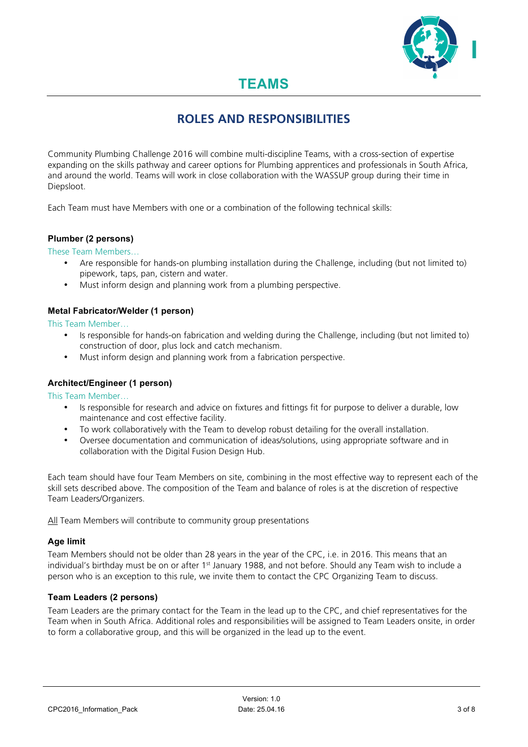# TEAMS

## ROLES AND RESPONSIBILITIES

Community Plumbing Challenge 2016 will combine multi-discipline Teams, with a cross-section of expertise expanding on the skills pathway and career options for Plumbing apprentices and professionals in South Africa, and around the world. Teams will work in close collaboration with the WASSUP group during their time in Diepsloot.

Each Team must have Members with one or a combination of the following technical skills:

### Plumber (2 persons)

These Team Members…

- Are responsible for hands-on plumbing installation during the Challenge, including (but not limited to) pipework, taps, pan, cistern and water.
- Must inform design and planning work from a plumbing perspective.

### Metal Fabricator/Welder (1 person)

This Team Member…

- Is responsible for hands-on fabrication and welding during the Challenge, including (but not limited to) construction of door, plus lock and catch mechanism.
- Must inform design and planning work from a fabrication perspective.

### Architect/Engineer (1 person)

This Team Member…

- Is responsible for research and advice on fixtures and fittings fit for purpose to deliver a durable, low maintenance and cost effective facility.
- To work collaboratively with the Team to develop robust detailing for the overall installation.
- Oversee documentation and communication of ideas/solutions, using appropriate software and in collaboration with the Digital Fusion Design Hub.

Each team should have four Team Members on site, combining in the most effective way to represent each of the skill sets described above. The composition of the Team and balance of roles is at the discretion of respective Team Leaders/Organizers.

All Team Members will contribute to community group presentations

### Age limit

Team Members should not be older than 28 years in the year of the CPC, i.e. in 2016. This means that an individual's birthday must be on or after 1st January 1988, and not before. Should any Team wish to include a person who is an exception to this rule, we invite them to contact the CPC Organizing Team to discuss.

### Team Leaders (2 persons)

Team Leaders are the primary contact for the Team in the lead up to the CPC, and chief representatives for the Team when in South Africa. Additional roles and responsibilities will be assigned to Team Leaders onsite, in order to form a collaborative group, and this will be organized in the lead up to the event.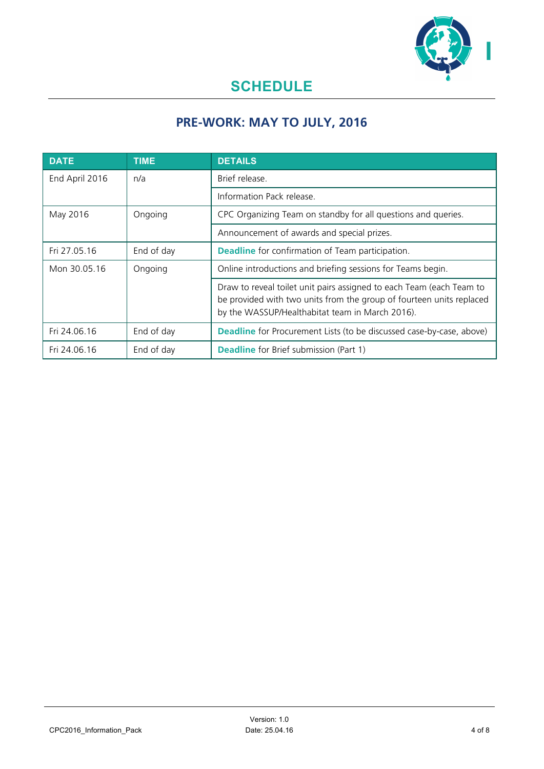## SCHEDULE

### PRE-WORK: MAY TO JULY, 2016

| DATE | TIME | DETAILS |
|---|---|---|
| End April 2016 | n/a | Brief release. |
| | | Information Pack release. |
| May 2016 | Ongoing | CPC Organizing Team on standby for all questions and queries. |
| | | Announcement of awards and special prizes. |
| Fri 27.05.16 | End of day | **Deadline** for confirmation of Team participation. |
| Mon 30.05.16 | Ongoing | Online introductions and briefing sessions for Teams begin. |
| | | Draw to reveal toilet unit pairs assigned to each Team (each Team to be provided with two units from the group of fourteen units replaced by the WASSUP/Healthabitat team in March 2016). |
| Fri 24.06.16 | End of day | **Deadline** for Procurement Lists (to be discussed case-by-case, above) |
| Fri 24.06.16 | End of day | **Deadline** for Brief submission (Part 1) |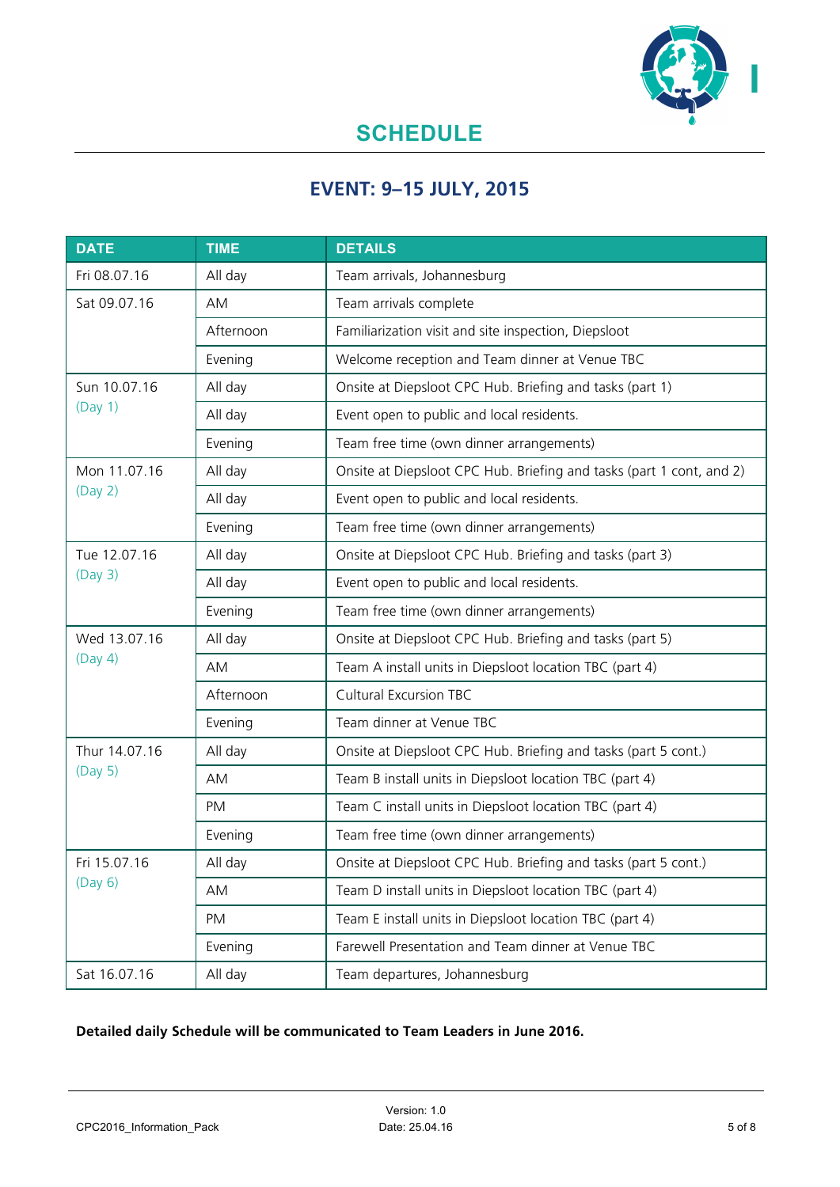# SCHEDULE

## EVENT: 9–15 JULY, 2015

| DATE | TIME | DETAILS |
|---|---|---|
| Fri 08.07.16 | All day | Team arrivals, Johannesburg |
| Sat 09.07.16 | AM | Team arrivals complete |
| | Afternoon | Familiarization visit and site inspection, Diepsloot |
| | Evening | Welcome reception and Team dinner at Venue TBC |
| Sun 10.07.16 (Day 1) | All day | Onsite at Diepsloot CPC Hub. Briefing and tasks (part 1) |
| | All day | Event open to public and local residents. |
| | Evening | Team free time (own dinner arrangements) |
| Mon 11.07.16 (Day 2) | All day | Onsite at Diepsloot CPC Hub. Briefing and tasks (part 1 cont, and 2) |
| | All day | Event open to public and local residents. |
| | Evening | Team free time (own dinner arrangements) |
| Tue 12.07.16 (Day 3) | All day | Onsite at Diepsloot CPC Hub. Briefing and tasks (part 3) |
| | All day | Event open to public and local residents. |
| | Evening | Team free time (own dinner arrangements) |
| Wed 13.07.16 (Day 4) | All day | Onsite at Diepsloot CPC Hub. Briefing and tasks (part 5) |
| | AM | Team A install units in Diepsloot location TBC (part 4) |
| | Afternoon | Cultural Excursion TBC |
| | Evening | Team dinner at Venue TBC |
| Thur 14.07.16 (Day 5) | All day | Onsite at Diepsloot CPC Hub. Briefing and tasks (part 5 cont.) |
| | AM | Team B install units in Diepsloot location TBC (part 4) |
| | PM | Team C install units in Diepsloot location TBC (part 4) |
| | Evening | Team free time (own dinner arrangements) |
| Fri 15.07.16 (Day 6) | All day | Onsite at Diepsloot CPC Hub. Briefing and tasks (part 5 cont.) |
| | AM | Team D install units in Diepsloot location TBC (part 4) |
| | PM | Team E install units in Diepsloot location TBC (part 4) |
| | Evening | Farewell Presentation and Team dinner at Venue TBC |
| Sat 16.07.16 | All day | Team departures, Johannesburg |

**Detailed daily Schedule will be communicated to Team Leaders in June 2016.**

CPC2016_Information_Pack

Version: 1.0
Date: 25.04.16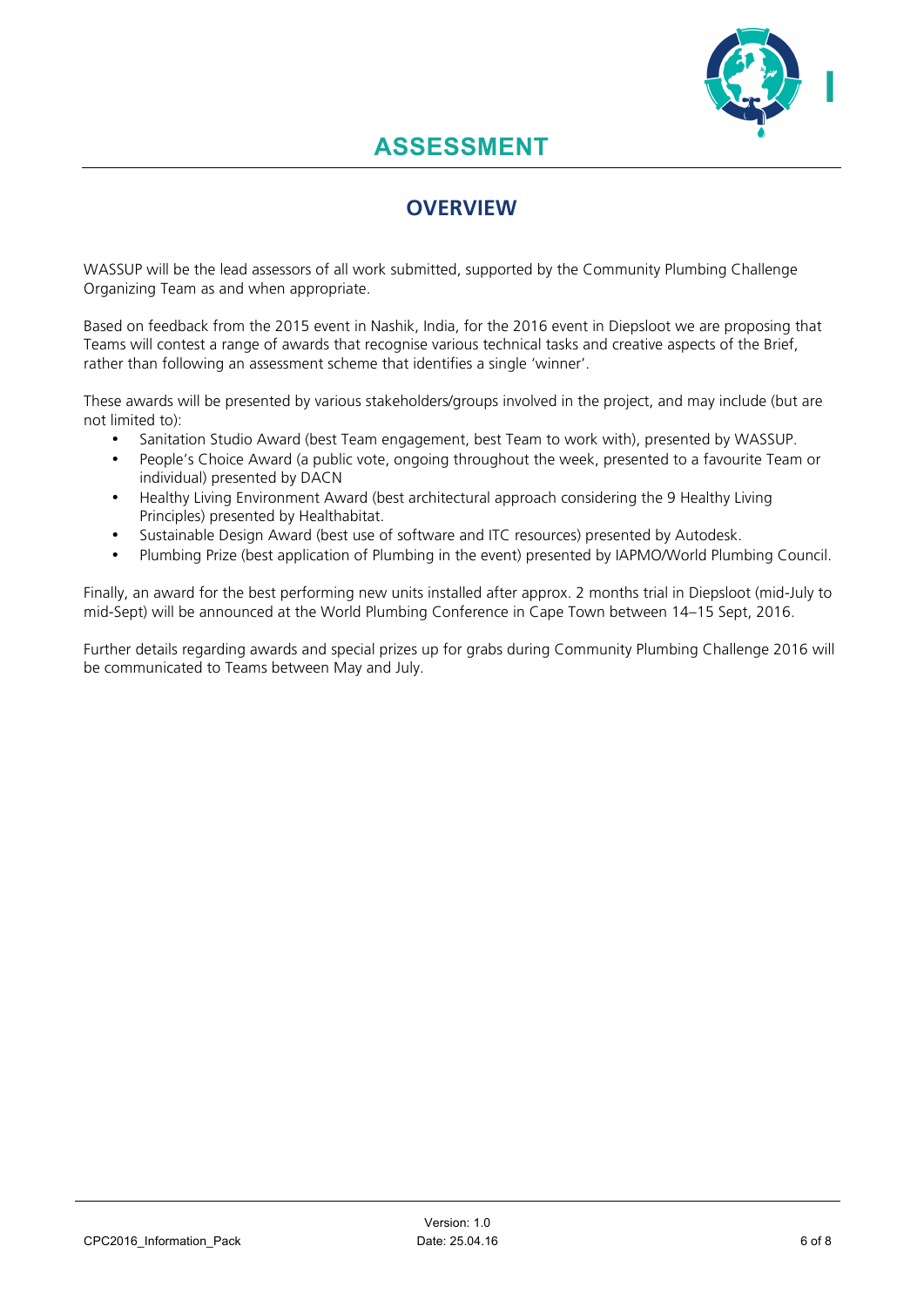# ASSESSMENT

## OVERVIEW

WASSUP will be the lead assessors of all work submitted, supported by the Community Plumbing Challenge Organizing Team as and when appropriate.

Based on feedback from the 2015 event in Nashik, India, for the 2016 event in Diepsloot we are proposing that Teams will contest a range of awards that recognise various technical tasks and creative aspects of the Brief, rather than following an assessment scheme that identifies a single 'winner'.

These awards will be presented by various stakeholders/groups involved in the project, and may include (but are not limited to):

- Sanitation Studio Award (best Team engagement, best Team to work with), presented by WASSUP.
- People's Choice Award (a public vote, ongoing throughout the week, presented to a favourite Team or individual) presented by DACN
- Healthy Living Environment Award (best architectural approach considering the 9 Healthy Living Principles) presented by Healthabitat.
- Sustainable Design Award (best use of software and ITC resources) presented by Autodesk.
- Plumbing Prize (best application of Plumbing in the event) presented by IAPMO/World Plumbing Council.

Finally, an award for the best performing new units installed after approx. 2 months trial in Diepsloot (mid-July to mid-Sept) will be announced at the World Plumbing Conference in Cape Town between 14–15 Sept, 2016.

Further details regarding awards and special prizes up for grabs during Community Plumbing Challenge 2016 will be communicated to Teams between May and July.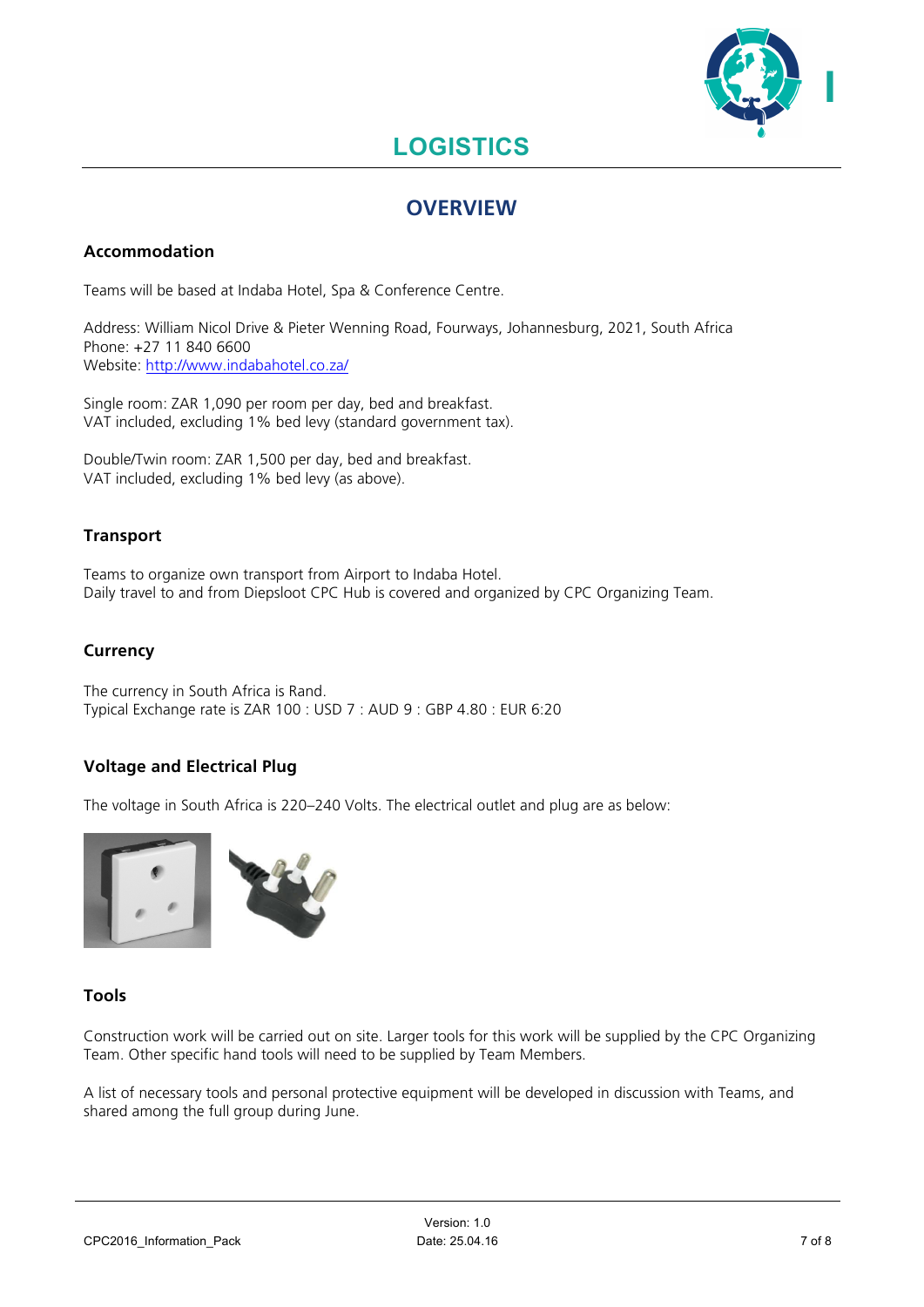# LOGISTICS

## OVERVIEW

### Accommodation

Teams will be based at Indaba Hotel, Spa & Conference Centre.

Address: William Nicol Drive & Pieter Wenning Road, Fourways, Johannesburg, 2021, South Africa
Phone: +27 11 840 6600
Website: http://www.indabahotel.co.za/

Single room: ZAR 1,090 per room per day, bed and breakfast.
VAT included, excluding 1% bed levy (standard government tax).

Double/Twin room: ZAR 1,500 per day, bed and breakfast.
VAT included, excluding 1% bed levy (as above).

### Transport

Teams to organize own transport from Airport to Indaba Hotel.
Daily travel to and from Diepsloot CPC Hub is covered and organized by CPC Organizing Team.

### Currency

The currency in South Africa is Rand.
Typical Exchange rate is ZAR 100 : USD 7 : AUD 9 : GBP 4.80 : EUR 6:20

### Voltage and Electrical Plug

The voltage in South Africa is 220–240 Volts. The electrical outlet and plug are as below:

### Tools

Construction work will be carried out on site. Larger tools for this work will be supplied by the CPC Organizing Team. Other specific hand tools will need to be supplied by Team Members.

A list of necessary tools and personal protective equipment will be developed in discussion with Teams, and shared among the full group during June.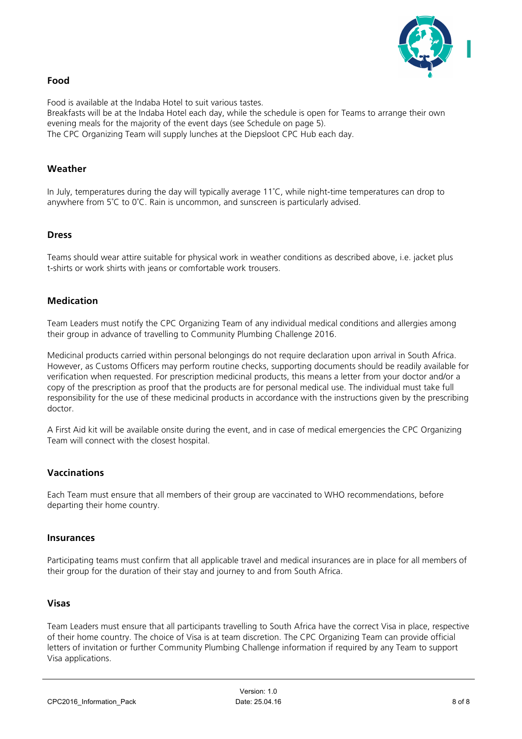## Food

Food is available at the Indaba Hotel to suit various tastes.
Breakfasts will be at the Indaba Hotel each day, while the schedule is open for Teams to arrange their own evening meals for the majority of the event days (see Schedule on page 5).
The CPC Organizing Team will supply lunches at the Diepsloot CPC Hub each day.

## Weather

In July, temperatures during the day will typically average 11˚C, while night-time temperatures can drop to anywhere from 5˚C to 0˚C. Rain is uncommon, and sunscreen is particularly advised.

## Dress

Teams should wear attire suitable for physical work in weather conditions as described above, i.e. jacket plus t-shirts or work shirts with jeans or comfortable work trousers.

## Medication

Team Leaders must notify the CPC Organizing Team of any individual medical conditions and allergies among their group in advance of travelling to Community Plumbing Challenge 2016.

Medicinal products carried within personal belongings do not require declaration upon arrival in South Africa. However, as Customs Officers may perform routine checks, supporting documents should be readily available for verification when requested. For prescription medicinal products, this means a letter from your doctor and/or a copy of the prescription as proof that the products are for personal medical use. The individual must take full responsibility for the use of these medicinal products in accordance with the instructions given by the prescribing doctor.

A First Aid kit will be available onsite during the event, and in case of medical emergencies the CPC Organizing Team will connect with the closest hospital.

## Vaccinations

Each Team must ensure that all members of their group are vaccinated to WHO recommendations, before departing their home country.

## Insurances

Participating teams must confirm that all applicable travel and medical insurances are in place for all members of their group for the duration of their stay and journey to and from South Africa.

## Visas

Team Leaders must ensure that all participants travelling to South Africa have the correct Visa in place, respective of their home country. The choice of Visa is at team discretion. The CPC Organizing Team can provide official letters of invitation or further Community Plumbing Challenge information if required by any Team to support Visa applications.